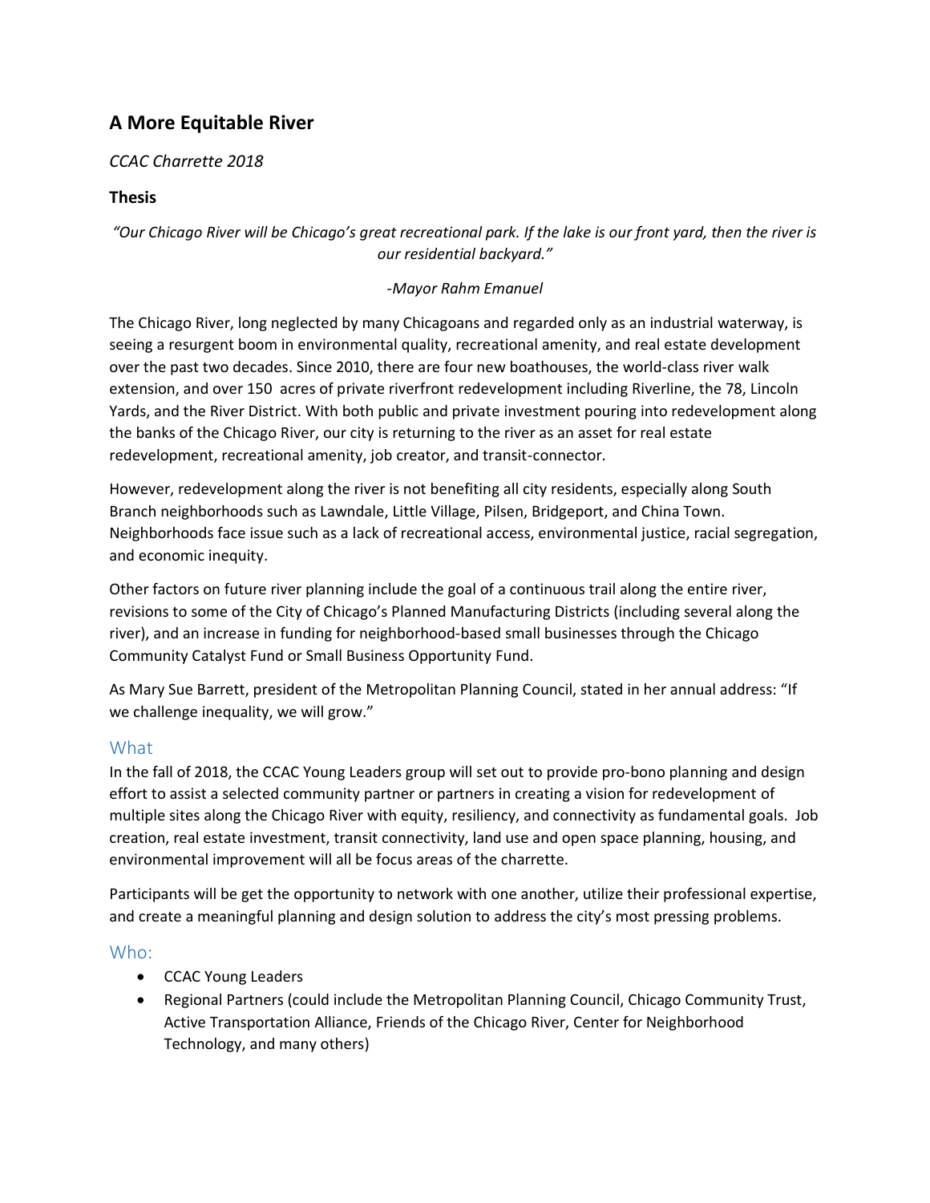## A More Equitable River

*CCAC Charrette 2018*

**Thesis**

*"Our Chicago River will be Chicago's great recreational park. If the lake is our front yard, then the river is our residential backyard."*

*-Mayor Rahm Emanuel*

The Chicago River, long neglected by many Chicagoans and regarded only as an industrial waterway, is seeing a resurgent boom in environmental quality, recreational amenity, and real estate development over the past two decades. Since 2010, there are four new boathouses, the world-class river walk extension, and over 150 acres of private riverfront redevelopment including Riverline, the 78, Lincoln Yards, and the River District. With both public and private investment pouring into redevelopment along the banks of the Chicago River, our city is returning to the river as an asset for real estate redevelopment, recreational amenity, job creator, and transit-connector.

However, redevelopment along the river is not benefiting all city residents, especially along South Branch neighborhoods such as Lawndale, Little Village, Pilsen, Bridgeport, and China Town. Neighborhoods face issue such as a lack of recreational access, environmental justice, racial segregation, and economic inequity.

Other factors on future river planning include the goal of a continuous trail along the entire river, revisions to some of the City of Chicago's Planned Manufacturing Districts (including several along the river), and an increase in funding for neighborhood-based small businesses through the Chicago Community Catalyst Fund or Small Business Opportunity Fund.

As Mary Sue Barrett, president of the Metropolitan Planning Council, stated in her annual address: "If we challenge inequality, we will grow."

### What

In the fall of 2018, the CCAC Young Leaders group will set out to provide pro-bono planning and design effort to assist a selected community partner or partners in creating a vision for redevelopment of multiple sites along the Chicago River with equity, resiliency, and connectivity as fundamental goals. Job creation, real estate investment, transit connectivity, land use and open space planning, housing, and environmental improvement will all be focus areas of the charrette.

Participants will be get the opportunity to network with one another, utilize their professional expertise, and create a meaningful planning and design solution to address the city's most pressing problems.

### Who:

- CCAC Young Leaders
- Regional Partners (could include the Metropolitan Planning Council, Chicago Community Trust, Active Transportation Alliance, Friends of the Chicago River, Center for Neighborhood Technology, and many others)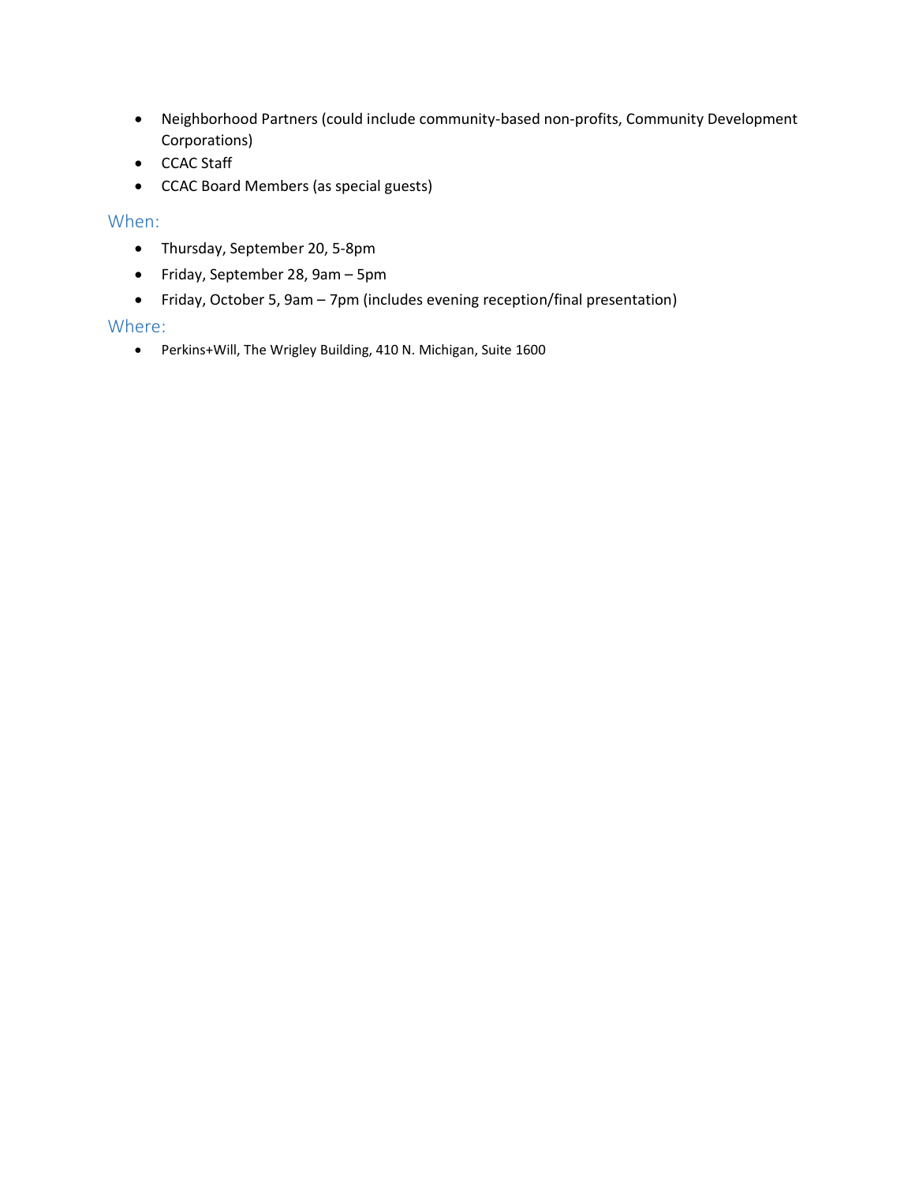- Neighborhood Partners (could include community-based non-profits, Community Development Corporations)
- CCAC Staff
- CCAC Board Members (as special guests)

## When:

- Thursday, September 20, 5-8pm
- Friday, September 28, 9am – 5pm
- Friday, October 5, 9am – 7pm (includes evening reception/final presentation)

## Where:

- Perkins+Will, The Wrigley Building, 410 N. Michigan, Suite 1600